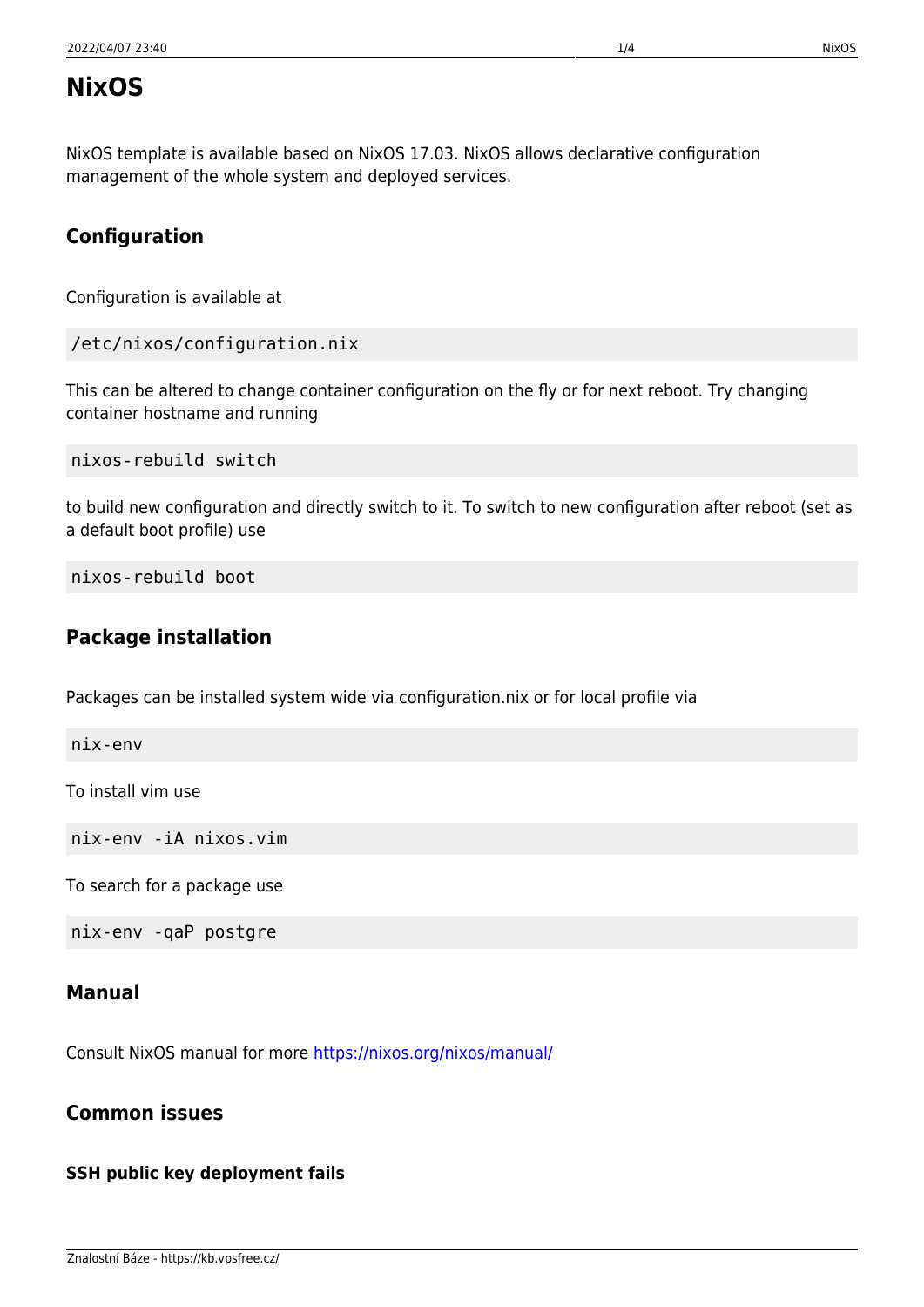# NixOS

NixOS template is available based on NixOS 17.03. NixOS allows declarative configuration management of the whole system and deployed services.

## Configuration

Configuration is available at

```
/etc/nixos/configuration.nix
```

This can be altered to change container configuration on the fly or for next reboot. Try changing container hostname and running

```
nixos-rebuild switch
```

to build new configuration and directly switch to it. To switch to new configuration after reboot (set as a default boot profile) use

```
nixos-rebuild boot
```

## Package installation

Packages can be installed system wide via configuration.nix or for local profile via

```
nix-env
```

To install vim use

```
nix-env -iA nixos.vim
```

To search for a package use

```
nix-env -qaP postgre
```

## Manual

Consult NixOS manual for more https://nixos.org/nixos/manual/

## Common issues

### SSH public key deployment fails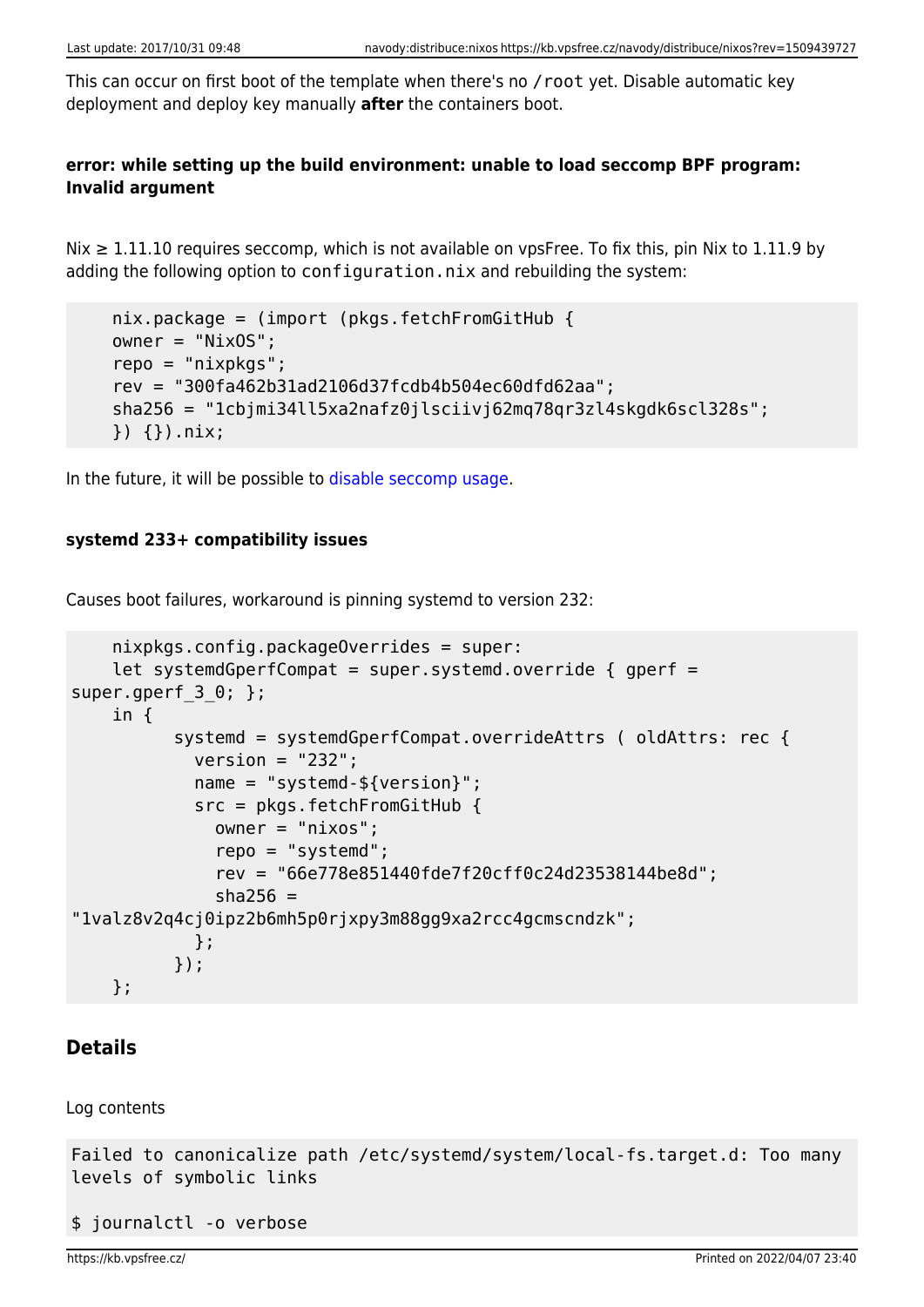This can occur on first boot of the template when there's no `/root` yet. Disable automatic key deployment and deploy key manually **after** the containers boot.

#### error: while setting up the build environment: unable to load seccomp BPF program: Invalid argument

Nix ≥ 1.11.10 requires seccomp, which is not available on vpsFree. To fix this, pin Nix to 1.11.9 by adding the following option to `configuration.nix` and rebuilding the system:

```
    nix.package = (import (pkgs.fetchFromGitHub {
    owner = "NixOS";
    repo = "nixpkgs";
    rev = "300fa462b31ad2106d37fcdb4b504ec60dfd62aa";
    sha256 = "1cbjmi34ll5xa2nafz0jlsciivj62mq78qr3zl4skgdk6scl328s";
    }) {}).nix;
```

In the future, it will be possible to disable seccomp usage.

#### systemd 233+ compatibility issues

Causes boot failures, workaround is pinning systemd to version 232:

```
    nixpkgs.config.packageOverrides = super:
    let systemdGperfCompat = super.systemd.override { gperf =
super.gperf_3_0; };
    in {
          systemd = systemdGperfCompat.overrideAttrs ( oldAttrs: rec {
            version = "232";
            name = "systemd-${version}";
            src = pkgs.fetchFromGitHub {
              owner = "nixos";
              repo = "systemd";
              rev = "66e778e851440fde7f20cff0c24d23538144be8d";
              sha256 =
"1valz8v2q4cj0ipz2b6mh5p0rjxpy3m88gg9xa2rcc4gcmscndzk";
            };
          });
    };
```

### Details

Log contents

```
Failed to canonicalize path /etc/systemd/system/local-fs.target.d: Too many
levels of symbolic links

$ journalctl -o verbose
```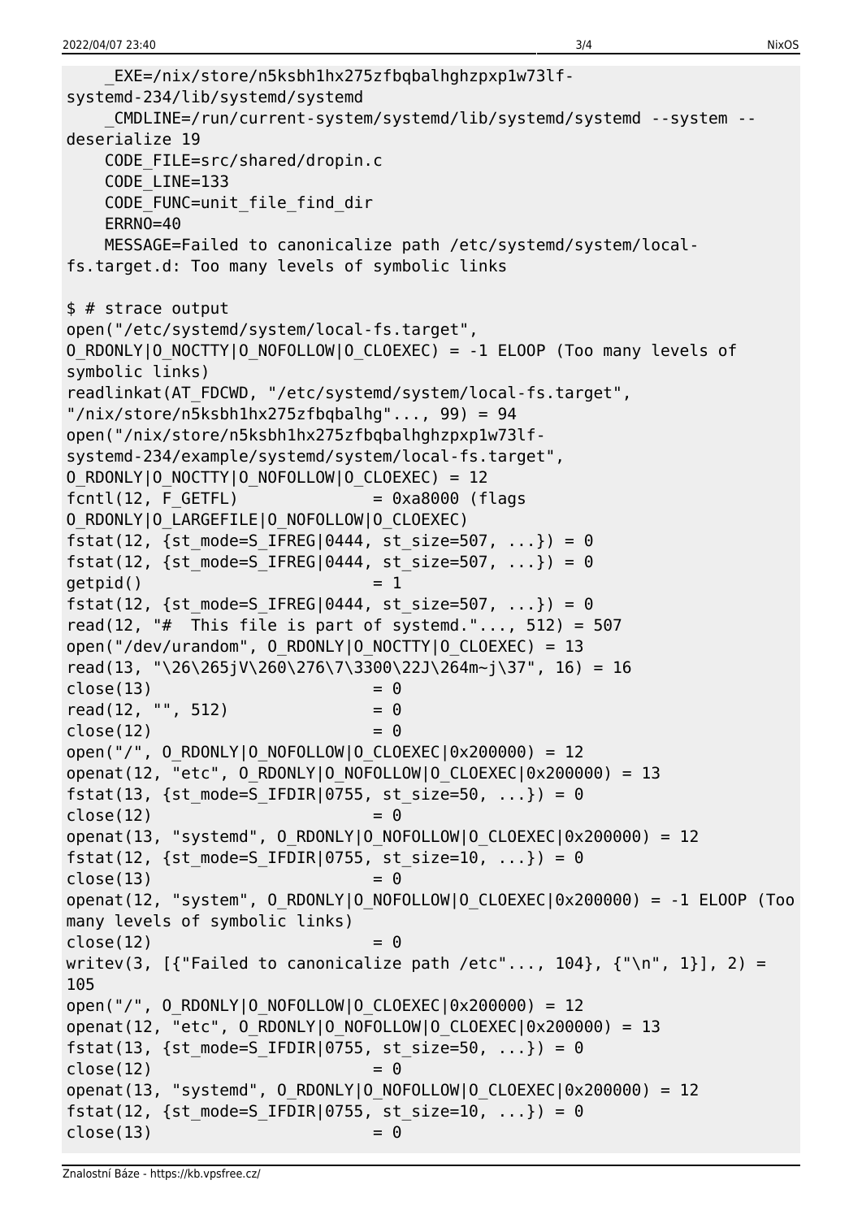```
    _EXE=/nix/store/n5ksbh1hx275zfbqbalhghzpxp1w73lf-systemd-234/lib/systemd/systemd
    _CMDLINE=/run/current-system/systemd/lib/systemd/systemd --system --deserialize 19
    CODE_FILE=src/shared/dropin.c
    CODE_LINE=133
    CODE_FUNC=unit_file_find_dir
    ERRNO=40
    MESSAGE=Failed to canonicalize path /etc/systemd/system/local-fs.target.d: Too many levels of symbolic links

$ # strace output
open("/etc/systemd/system/local-fs.target", O_RDONLY|O_NOCTTY|O_NOFOLLOW|O_CLOEXEC) = -1 ELOOP (Too many levels of symbolic links)
readlinkat(AT_FDCWD, "/etc/systemd/system/local-fs.target", "/nix/store/n5ksbh1hx275zfbqbalhg"..., 99) = 94
open("/nix/store/n5ksbh1hx275zfbqbalhghzpxp1w73lf-systemd-234/example/systemd/system/local-fs.target", O_RDONLY|O_NOCTTY|O_NOFOLLOW|O_CLOEXEC) = 12
fcntl(12, F_GETFL)              = 0xa8000 (flags O_RDONLY|O_LARGEFILE|O_NOFOLLOW|O_CLOEXEC)
fstat(12, {st_mode=S_IFREG|0444, st_size=507, ...}) = 0
fstat(12, {st_mode=S_IFREG|0444, st_size=507, ...}) = 0
getpid()                        = 1
fstat(12, {st_mode=S_IFREG|0444, st_size=507, ...}) = 0
read(12, "#  This file is part of systemd."..., 512) = 507
open("/dev/urandom", O_RDONLY|O_NOCTTY|O_CLOEXEC) = 13
read(13, "\26\265jV\260\276\7\3300\22J\264m~j\37", 16) = 16
close(13)                       = 0
read(12, "", 512)               = 0
close(12)                       = 0
open("/", O_RDONLY|O_NOFOLLOW|O_CLOEXEC|0x200000) = 12
openat(12, "etc", O_RDONLY|O_NOFOLLOW|O_CLOEXEC|0x200000) = 13
fstat(13, {st_mode=S_IFDIR|0755, st_size=50, ...}) = 0
close(12)                       = 0
openat(13, "systemd", O_RDONLY|O_NOFOLLOW|O_CLOEXEC|0x200000) = 12
fstat(12, {st_mode=S_IFDIR|0755, st_size=10, ...}) = 0
close(13)                       = 0
openat(12, "system", O_RDONLY|O_NOFOLLOW|O_CLOEXEC|0x200000) = -1 ELOOP (Too many levels of symbolic links)
close(12)                       = 0
writev(3, [{"Failed to canonicalize path /etc"..., 104}, {"\n", 1}], 2) = 105
open("/", O_RDONLY|O_NOFOLLOW|O_CLOEXEC|0x200000) = 12
openat(12, "etc", O_RDONLY|O_NOFOLLOW|O_CLOEXEC|0x200000) = 13
fstat(13, {st_mode=S_IFDIR|0755, st_size=50, ...}) = 0
close(12)                       = 0
openat(13, "systemd", O_RDONLY|O_NOFOLLOW|O_CLOEXEC|0x200000) = 12
fstat(12, {st_mode=S_IFDIR|0755, st_size=10, ...}) = 0
close(13)                       = 0
```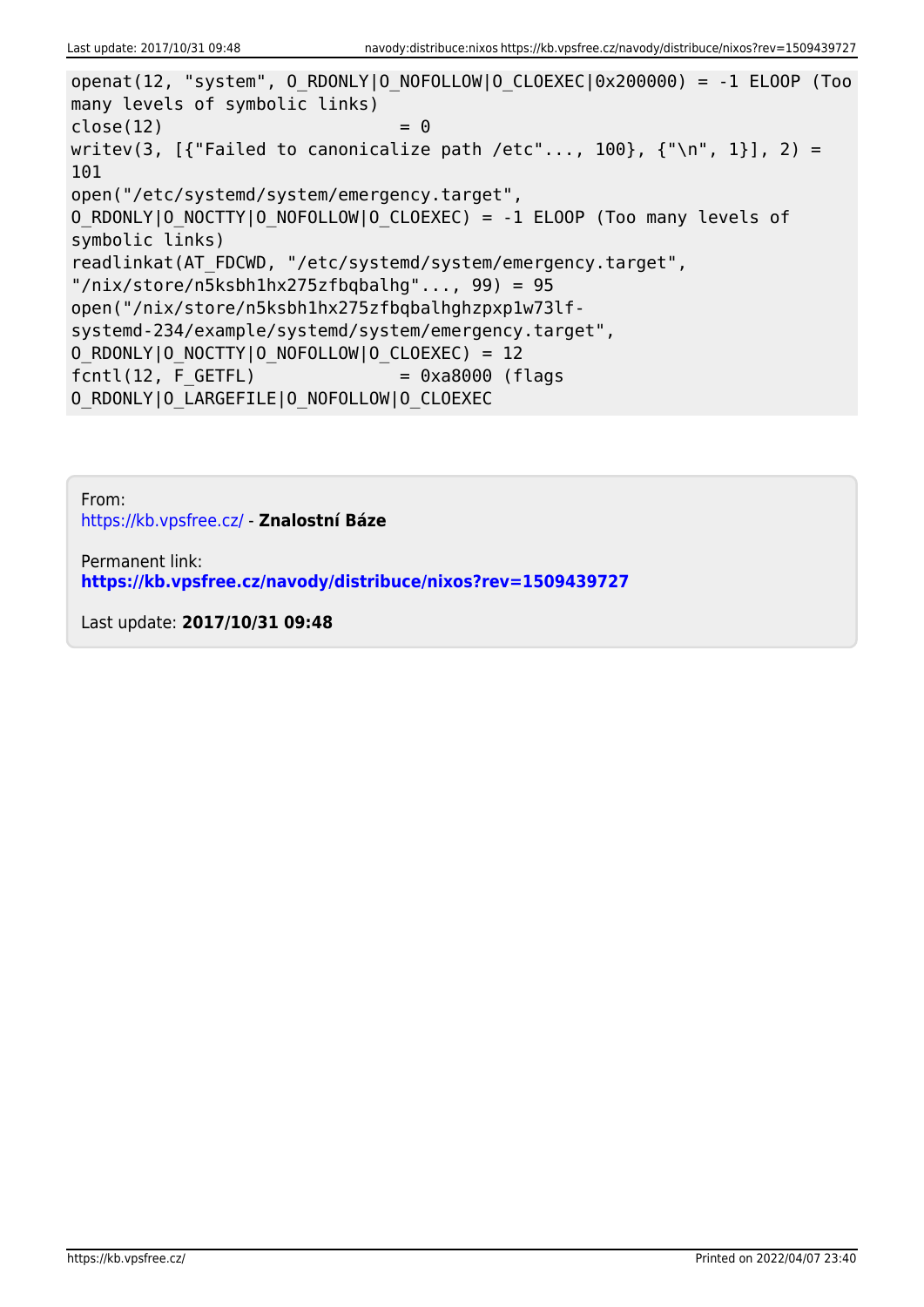```
openat(12, "system", O_RDONLY|O_NOFOLLOW|O_CLOEXEC|0x200000) = -1 ELOOP (Too
many levels of symbolic links)
close(12)                         = 0
writev(3, [{"Failed to canonicalize path /etc"..., 100}, {"\n", 1}], 2) =
101
open("/etc/systemd/system/emergency.target",
O_RDONLY|O_NOCTTY|O_NOFOLLOW|O_CLOEXEC) = -1 ELOOP (Too many levels of
symbolic links)
readlinkat(AT_FDCWD, "/etc/systemd/system/emergency.target",
"/nix/store/n5ksbh1hx275zfbqbalhg"..., 99) = 95
open("/nix/store/n5ksbh1hx275zfbqbalhghzpxp1w73lf-
systemd-234/example/systemd/system/emergency.target",
O_RDONLY|O_NOCTTY|O_NOFOLLOW|O_CLOEXEC) = 12
fcntl(12, F_GETFL)                = 0xa8000 (flags
O_RDONLY|O_LARGEFILE|O_NOFOLLOW|O_CLOEXEC
```

From:
https://kb.vpsfree.cz/ - **Znalostní Báze**

Permanent link:
**https://kb.vpsfree.cz/navody/distribuce/nixos?rev=1509439727**

Last update: **2017/10/31 09:48**